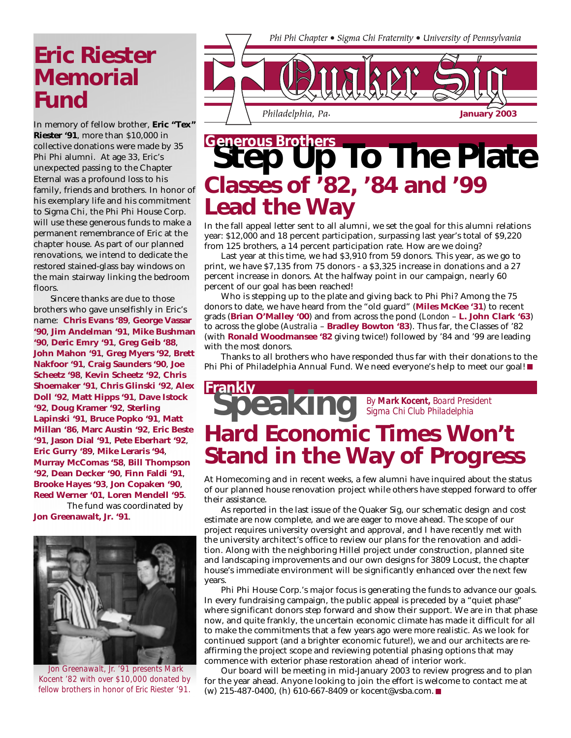Phi Phi Chapter • Sigma Chi Fraternity • University of Pennsylvania

# Quaker Sig

Philadelphia, Pa. **January 2003**

## Generous Brothers Step Up To The Plate

## Classes of '82, '84 and '99 Lead the Way

In the fall appeal letter sent to all alumni, we set the goal for this alumni relations year: $12,000 and 18 percent participation, surpassing last year's total of $9,220 from 125 brothers, a 14 percent participation rate. How are we doing?

Last year at this time, we had $3,910 from 59 donors. This year, as we go to print, we have $7,135 from 75 donors - a $3,325 increase in donations and a 27 percent increase in donors. At the halfway point in our campaign, nearly 60 percent of our goal has been reached!

Who is stepping up to the plate and giving back to Phi Phi? Among the 75 donors to date, we have heard from the "old guard" (**Miles McKee '31**) to recent grads (**Brian O'Malley '00**) and from across the pond (*London* – **L. John Clark '63**) to across the globe (*Australia* – **Bradley Bowton '83**). Thus far, the Classes of '82 (with **Ronald Woodmansee '82** giving twice!) followed by '84 and '99 are leading with the most donors.

Thanks to all brothers who have responded thus far with their donations to the Phi Phi of Philadelphia Annual Fund. We need everyone's help to meet our goal! ■

## Frankly Speaking

*By **Mark Kocent,** Board President Sigma Chi Club Philadelphia*

## Hard Economic Times Won't Stand in the Way of Progress

At Homecoming and in recent weeks, a few alumni have inquired about the status of our planned house renovation project while others have stepped forward to offer their assistance.

As reported in the last issue of the Quaker Sig, our schematic design and cost estimate are now complete, and we are eager to move ahead. The scope of our project requires university oversight and approval, and I have recently met with the university architect's office to review our plans for the renovation and addition. Along with the neighboring Hillel project under construction, planned site and landscaping improvements and our own designs for 3809 Locust, the chapter house's immediate environment will be significantly enhanced over the next few years.

Phi Phi House Corp.'s major focus is generating the funds to advance our goals. In every fundraising campaign, the public appeal is preceded by a "quiet phase" where significant donors step forward and show their support. We are in that phase now, and quite frankly, the uncertain economic climate has made it difficult for all to make the commitments that a few years ago were more realistic. As we look for continued support (and a brighter economic future!), we and our architects are reaffirming the project scope and reviewing potential phasing options that may commence with exterior phase restoration ahead of interior work.

Our board will be meeting in mid-January 2003 to review progress and to plan for the year ahead. Anyone looking to join the effort is welcome to contact me at (w) 215-487-0400, (h) 610-667-8409 or kocent@vsba.com. ■

## Eric Riester Memorial Fund

In memory of fellow brother, **Eric "Tex" Riester '91**, more than $10,000 in collective donations were made by 35 Phi Phi alumni. At age 33, Eric's unexpected passing to the Chapter Eternal was a profound loss to his family, friends and brothers. In honor of his exemplary life and his commitment to Sigma Chi, the Phi Phi House Corp. will use these generous funds to make a permanent remembrance of Eric at the chapter house. As part of our planned renovations, we intend to dedicate the restored stained-glass bay windows on the main stairway linking the bedroom floors.

Sincere thanks are due to those brothers who gave unselfishly in Eric's name: **Chris Evans '89**, **George Vassar '90**, **Jim Andelman '91**, **Mike Bushman '90**, **Deric Emry '91**, **Greg Geib '88**, **John Mahon '91**, **Greg Myers '92**, **Brett Nakfoor '91**, **Craig Saunders '90**, **Joe Scheetz '98**, **Kevin Scheetz '92**, **Chris Shoemaker '91**, **Chris Glinski '92**, **Alex Doll '92**, **Matt Hipps '91**, **Dave Istock '92**, **Doug Kramer '92**, **Sterling Lapinski '91**, **Bruce Popko '91**, **Matt Millan '86**, **Marc Austin '92**, **Eric Beste '91**, **Jason Dial '91**, **Pete Eberhart '92**, **Eric Gurry '89**, **Mike Leraris '94**, **Murray McComas '58**, **Bill Thompson '92**, **Dean Decker '90**, **Finn Faldi '91**, **Brooke Hayes '93**, **Jon Copaken '90**, **Reed Werner '01**, **Loren Mendell '95**.

The fund was coordinated by **Jon Greenawalt, Jr. '91**.

*Jon Greenawalt, Jr. '91 presents Mark Kocent '82 with over $10,000 donated by fellow brothers in honor of Eric Riester '91.*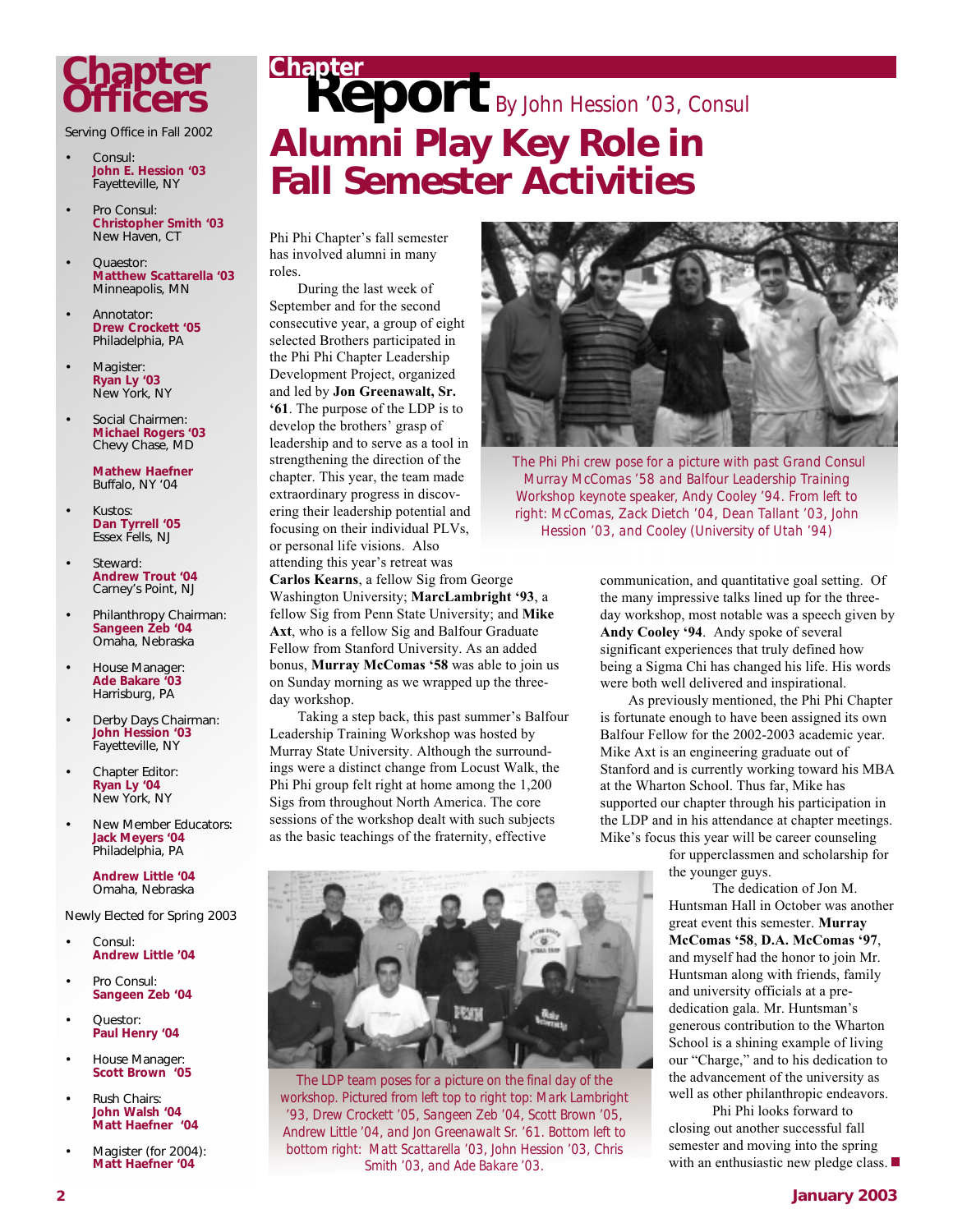# Chapter Officers

Serving Office in Fall 2002

- Consul:
  **John E. Hession '03**
  Fayetteville, NY
- Pro Consul:
  **Christopher Smith '03**
  New Haven, CT
- Quaestor:
  **Matthew Scattarella '03**
  Minneapolis, MN
- Annotator:
  **Drew Crockett '05**
  Philadelphia, PA
- Magister:
  **Ryan Ly '03**
  New York, NY
- Social Chairmen:
  **Michael Rogers '03**
  Chevy Chase, MD

  **Mathew Haefner**
  Buffalo, NY '04
- Kustos:
  **Dan Tyrrell '05**
  Essex Fells, NJ
- Steward:
  **Andrew Trout '04**
  Carney's Point, NJ
- Philanthropy Chairman:
  **Sangeen Zeb '04**
  Omaha, Nebraska
- House Manager:
  **Ade Bakare '03**
  Harrisburg, PA
- Derby Days Chairman:
  **John Hession '03**
  Fayetteville, NY
- Chapter Editor:
  **Ryan Ly '04**
  New York, NY
- New Member Educators:
  **Jack Meyers '04**
  Philadelphia, PA

  **Andrew Little '04**
  Omaha, Nebraska

Newly Elected for Spring 2003

- Consul:
  **Andrew Little '04**
- Pro Consul:
  **Sangeen Zeb '04**
- Questor:
  **Paul Henry '04**
- House Manager:
  **Scott Brown '05**
- Rush Chairs:
  **John Walsh '04**
  **Matt Haefner '04**
- Magister (for 2004):
  **Matt Haefner '04**

# Chapter Report

*By John Hession '03, Consul*

## Alumni Play Key Role in Fall Semester Activities

Phi Phi Chapter's fall semester has involved alumni in many roles.

During the last week of September and for the second consecutive year, a group of eight selected Brothers participated in the Phi Phi Chapter Leadership Development Project, organized and led by **Jon Greenawalt, Sr. '61**. The purpose of the LDP is to develop the brothers' grasp of leadership and to serve as a tool in strengthening the direction of the chapter. This year, the team made extraordinary progress in discovering their leadership potential and focusing on their individual PLVs, or personal life visions. Also attending this year's retreat was **Carlos Kearns**, a fellow Sig from George Washington University; **MarcLambright '93**, a fellow Sig from Penn State University; and **Mike Axt**, who is a fellow Sig and Balfour Graduate Fellow from Stanford University. As an added bonus, **Murray McComas '58** was able to join us on Sunday morning as we wrapped up the three-day workshop.

The Phi Phi crew pose for a picture with past Grand Consul Murray McComas '58 and Balfour Leadership Training Workshop keynote speaker, Andy Cooley '94. From left to right: McComas, Zack Dietch '04, Dean Tallant '03, John Hession '03, and Cooley (University of Utah '94)

Taking a step back, this past summer's Balfour Leadership Training Workshop was hosted by Murray State University. Although the surroundings were a distinct change from Locust Walk, the Phi Phi group felt right at home among the 1,200 Sigs from throughout North America. The core sessions of the workshop dealt with such subjects as the basic teachings of the fraternity, effective communication, and quantitative goal setting. Of the many impressive talks lined up for the three-day workshop, most notable was a speech given by **Andy Cooley '94**. Andy spoke of several significant experiences that truly defined how being a Sigma Chi has changed his life. His words were both well delivered and inspirational.

As previously mentioned, the Phi Phi Chapter is fortunate enough to have been assigned its own Balfour Fellow for the 2002-2003 academic year. Mike Axt is an engineering graduate out of Stanford and is currently working toward his MBA at the Wharton School. Thus far, Mike has supported our chapter through his participation in the LDP and in his attendance at chapter meetings. Mike's focus this year will be career counseling for upperclassmen and scholarship for the younger guys.

The LDP team poses for a picture on the final day of the workshop. Pictured from left top to right top: Mark Lambright '93, Drew Crockett '05, Sangeen Zeb '04, Scott Brown '05, Andrew Little '04, and Jon Greenawalt Sr. '61. Bottom left to bottom right: Matt Scattarella '03, John Hession '03, Chris Smith '03, and Ade Bakare '03.

The dedication of Jon M. Huntsman Hall in October was another great event this semester. **Murray McComas '58**, **D.A. McComas '97**, and myself had the honor to join Mr. Huntsman along with friends, family and university officials at a pre-dedication gala. Mr. Huntsman's generous contribution to the Wharton School is a shining example of living our "Charge," and to his dedication to the advancement of the university as well as other philanthropic endeavors.

Phi Phi looks forward to closing out another successful fall semester and moving into the spring with an enthusiastic new pledge class. ■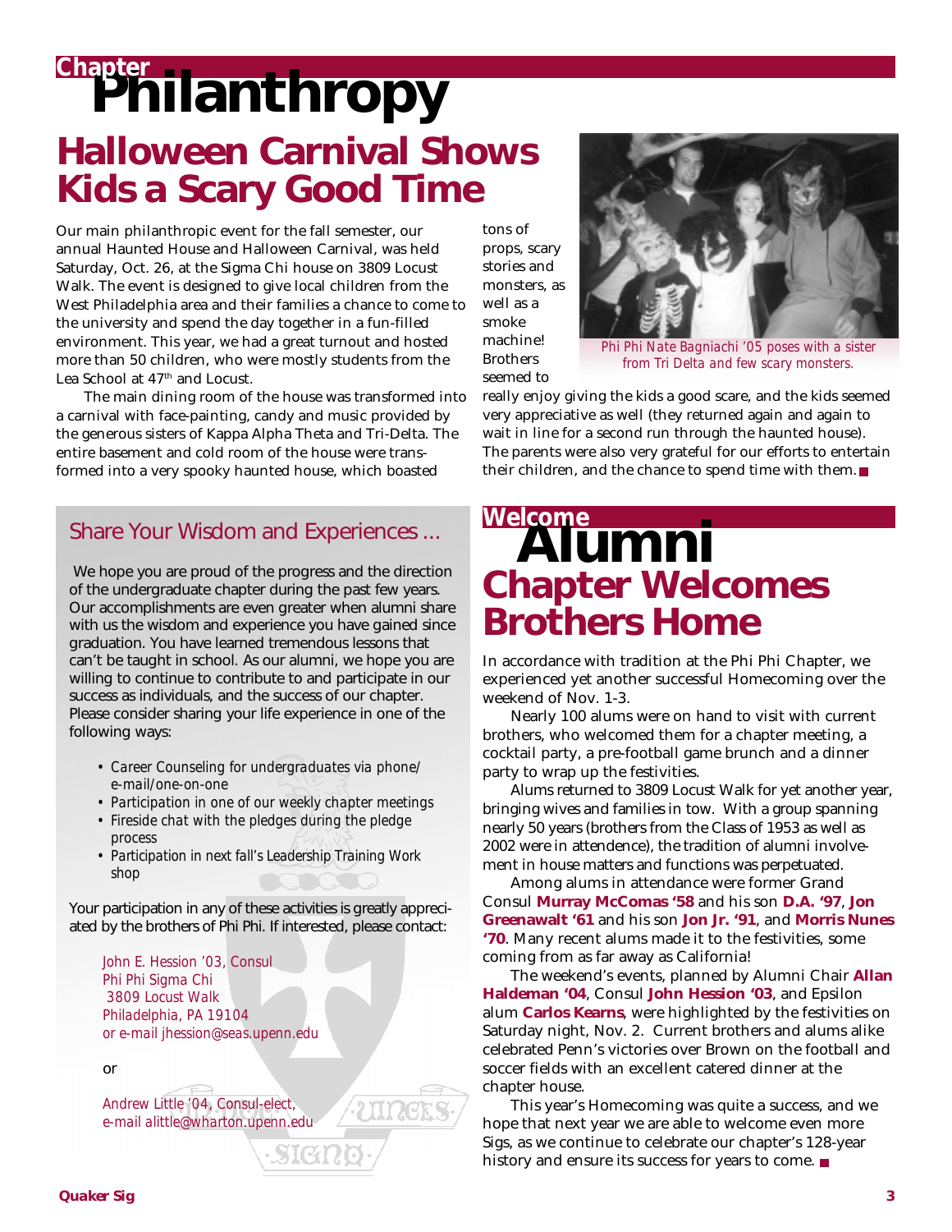# Chapter Philanthropy

## Halloween Carnival Shows Kids a Scary Good Time

Our main philanthropic event for the fall semester, our annual Haunted House and Halloween Carnival, was held Saturday, Oct. 26, at the Sigma Chi house on 3809 Locust Walk. The event is designed to give local children from the West Philadelphia area and their families a chance to come to the university and spend the day together in a fun-filled environment. This year, we had a great turnout and hosted more than 50 children, who were mostly students from the Lea School at 47th and Locust.

The main dining room of the house was transformed into a carnival with face-painting, candy and music provided by the generous sisters of Kappa Alpha Theta and Tri-Delta. The entire basement and cold room of the house were transformed into a very spooky haunted house, which boasted tons of props, scary stories and monsters, as well as a smoke machine! Brothers seemed to really enjoy giving the kids a good scare, and the kids seemed very appreciative as well (they returned again and again to wait in line for a second run through the haunted house). The parents were also very grateful for our efforts to entertain their children, and the chance to spend time with them.

*Phi Phi Nate Bagniachi '05 poses with a sister from Tri Delta and few scary monsters.*

## Share Your Wisdom and Experiences ...

We hope you are proud of the progress and the direction of the undergraduate chapter during the past few years. Our accomplishments are even greater when alumni share with us the wisdom and experience you have gained since graduation. You have learned tremendous lessons that can't be taught in school. As our alumni, we hope you are willing to continue to contribute to and participate in our success as individuals, and the success of our chapter. Please consider sharing your life experience in one of the following ways:

- Career Counseling for undergraduates via phone/e-mail/one-on-one
- Participation in one of our weekly chapter meetings
- Fireside chat with the pledges during the pledge process
- Participation in next fall's Leadership Training Workshop

Your participation in any of these activities is greatly appreciated by the brothers of Phi Phi. If interested, please contact:

John E. Hession '03, Consul
Phi Phi Sigma Chi
3809 Locust Walk
Philadelphia, PA 19104
or e-mail jhession@seas.upenn.edu

or

Andrew Little '04, Consul-elect,
e-mail alittle@wharton.upenn.edu

# Welcome Alumni

## Chapter Welcomes Brothers Home

In accordance with tradition at the Phi Phi Chapter, we experienced yet another successful Homecoming over the weekend of Nov. 1-3.

Nearly 100 alums were on hand to visit with current brothers, who welcomed them for a chapter meeting, a cocktail party, a pre-football game brunch and a dinner party to wrap up the festivities.

Alums returned to 3809 Locust Walk for yet another year, bringing wives and families in tow. With a group spanning nearly 50 years (brothers from the Class of 1953 as well as 2002 were in attendence), the tradition of alumni involvement in house matters and functions was perpetuated.

Among alums in attendance were former Grand Consul **Murray McComas '58** and his son **D.A. '97**, **Jon Greenawalt '61** and his son **Jon Jr. '91**, and **Morris Nunes '70**. Many recent alums made it to the festivities, some coming from as far away as California!

The weekend's events, planned by Alumni Chair **Allan Haldeman '04**, Consul **John Hession '03**, and Epsilon alum **Carlos Kearns**, were highlighted by the festivities on Saturday night, Nov. 2. Current brothers and alums alike celebrated Penn's victories over Brown on the football and soccer fields with an excellent catered dinner at the chapter house.

This year's Homecoming was quite a success, and we hope that next year we are able to welcome even more Sigs, as we continue to celebrate our chapter's 128-year history and ensure its success for years to come.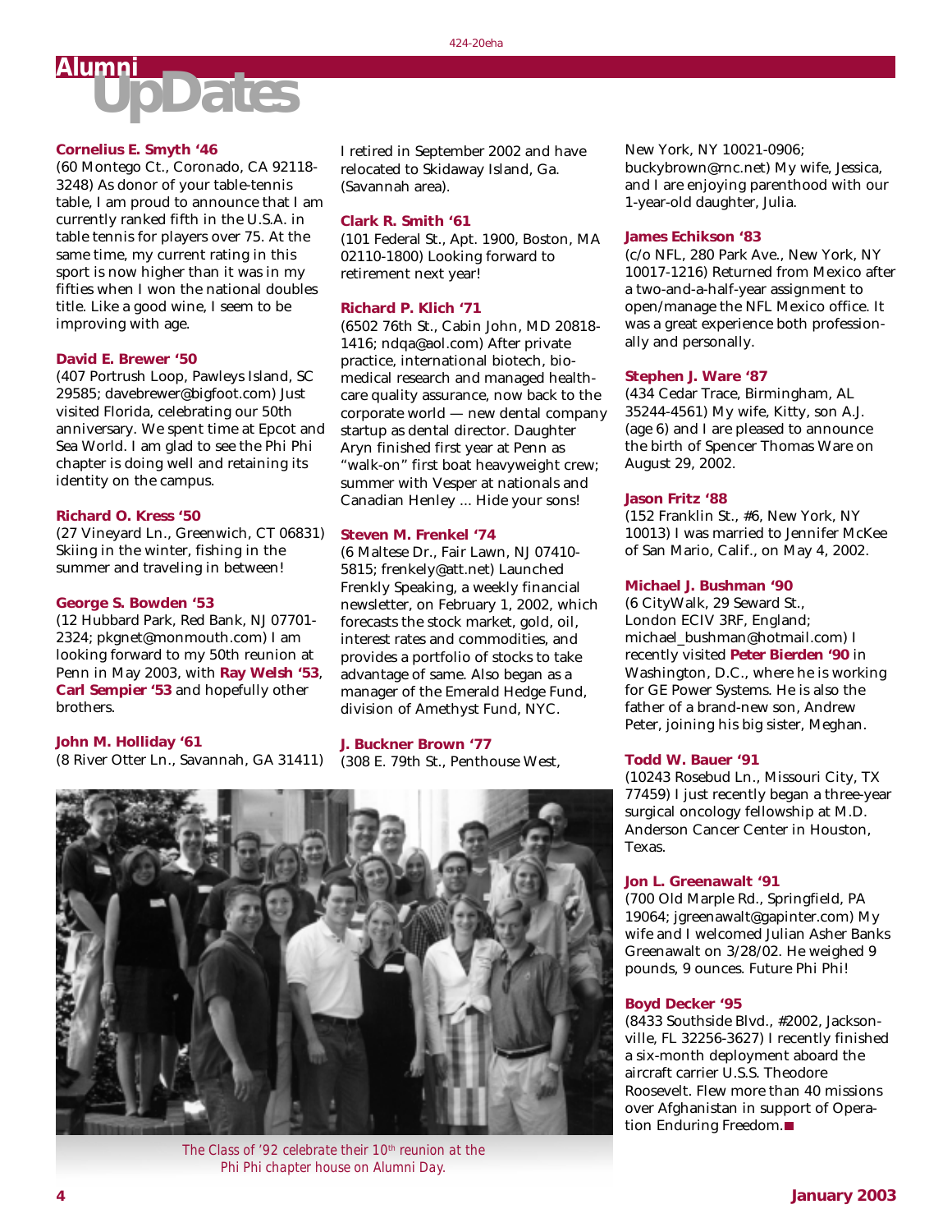# Alumni UpDates

**Cornelius E. Smyth '46**
(60 Montego Ct., Coronado, CA 92118-3248) As donor of your table-tennis table, I am proud to announce that I am currently ranked fifth in the U.S.A. in table tennis for players over 75. At the same time, my current rating in this sport is now higher than it was in my fifties when I won the national doubles title. Like a good wine, I seem to be improving with age.

**David E. Brewer '50**
(407 Portrush Loop, Pawleys Island, SC 29585; davebrewer@bigfoot.com) Just visited Florida, celebrating our 50th anniversary. We spent time at Epcot and Sea World. I am glad to see the Phi Phi chapter is doing well and retaining its identity on the campus.

**Richard O. Kress '50**
(27 Vineyard Ln., Greenwich, CT 06831) Skiing in the winter, fishing in the summer and traveling in between!

**George S. Bowden '53**
(12 Hubbard Park, Red Bank, NJ 07701-2324; pkgnet@monmouth.com) I am looking forward to my 50th reunion at Penn in May 2003, with **Ray Welsh '53**, **Carl Sempier '53** and hopefully other brothers.

**John M. Holliday '61**
(8 River Otter Ln., Savannah, GA 31411) I retired in September 2002 and have relocated to Skidaway Island, Ga. (Savannah area).

**Clark R. Smith '61**
(101 Federal St., Apt. 1900, Boston, MA 02110-1800) Looking forward to retirement next year!

**Richard P. Klich '71**
(6502 76th St., Cabin John, MD 20818-1416; ndqa@aol.com) After private practice, international biotech, biomedical research and managed healthcare quality assurance, now back to the corporate world — new dental company startup as dental director. Daughter Aryn finished first year at Penn as "walk-on" first boat heavyweight crew; summer with Vesper at nationals and Canadian Henley ... Hide your sons!

**Steven M. Frenkel '74**
(6 Maltese Dr., Fair Lawn, NJ 07410-5815; frenkely@att.net) Launched Frenkly Speaking, a weekly financial newsletter, on February 1, 2002, which forecasts the stock market, gold, oil, interest rates and commodities, and provides a portfolio of stocks to take advantage of same. Also began as a manager of the Emerald Hedge Fund, division of Amethyst Fund, NYC.

**J. Buckner Brown '77**
(308 E. 79th St., Penthouse West, New York, NY 10021-0906; buckybrown@rnc.net) My wife, Jessica, and I are enjoying parenthood with our 1-year-old daughter, Julia.

**James Echikson '83**
(c/o NFL, 280 Park Ave., New York, NY 10017-1216) Returned from Mexico after a two-and-a-half-year assignment to open/manage the NFL Mexico office. It was a great experience both professionally and personally.

**Stephen J. Ware '87**
(434 Cedar Trace, Birmingham, AL 35244-4561) My wife, Kitty, son A.J. (age 6) and I are pleased to announce the birth of Spencer Thomas Ware on August 29, 2002.

**Jason Fritz '88**
(152 Franklin St., #6, New York, NY 10013) I was married to Jennifer McKee of San Mario, Calif., on May 4, 2002.

**Michael J. Bushman '90**
(6 CityWalk, 29 Seward St., London ECIV 3RF, England; michael_bushman@hotmail.com) I recently visited **Peter Bierden '90** in Washington, D.C., where he is working for GE Power Systems. He is also the father of a brand-new son, Andrew Peter, joining his big sister, Meghan.

**Todd W. Bauer '91**
(10243 Rosebud Ln., Missouri City, TX 77459) I just recently began a three-year surgical oncology fellowship at M.D. Anderson Cancer Center in Houston, Texas.

**Jon L. Greenawalt '91**
(700 Old Marple Rd., Springfield, PA 19064; jgreenawalt@gapinter.com) My wife and I welcomed Julian Asher Banks Greenawalt on 3/28/02. He weighed 9 pounds, 9 ounces. Future Phi Phi!

**Boyd Decker '95**
(8433 Southside Blvd., #2002, Jacksonville, FL 32256-3627) I recently finished a six-month deployment aboard the aircraft carrier U.S.S. Theodore Roosevelt. Flew more than 40 missions over Afghanistan in support of Operation Enduring Freedom.

*The Class of '92 celebrate their 10th reunion at the Phi Phi chapter house on Alumni Day.*